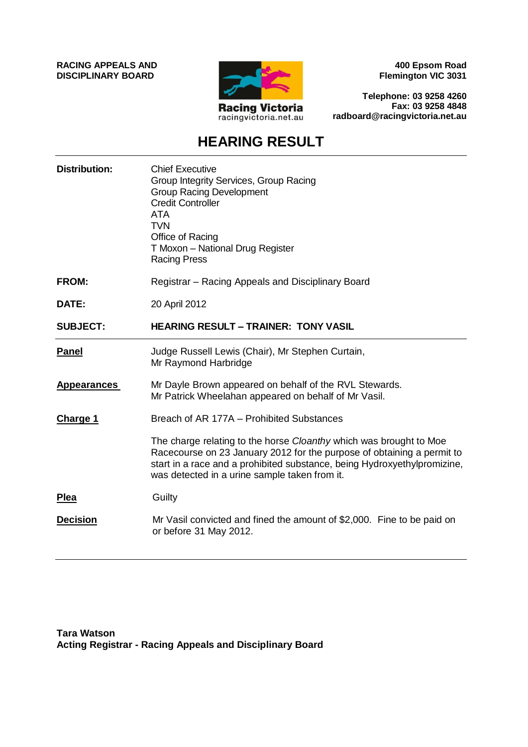**RACING APPEALS AND DISCIPLINARY BOARD**

Racing Victoria
racingvictoria.net.au

**400 Epsom Road**
**Flemington VIC 3031**

**Telephone: 03 9258 4260**
**Fax: 03 9258 4848**
**radboard@racingvictoria.net.au**

# HEARING RESULT

**Distribution:** Chief Executive
Group Integrity Services, Group Racing
Group Racing Development
Credit Controller
ATA
TVN
Office of Racing
T Moxon – National Drug Register
Racing Press

**FROM:** Registrar – Racing Appeals and Disciplinary Board

**DATE:** 20 April 2012

**SUBJECT:** **HEARING RESULT – TRAINER: TONY VASIL**

---

**Panel** Judge Russell Lewis (Chair), Mr Stephen Curtain, Mr Raymond Harbridge

**Appearances** Mr Dayle Brown appeared on behalf of the RVL Stewards.
Mr Patrick Wheelahan appeared on behalf of Mr Vasil.

**Charge 1** Breach of AR 177A – Prohibited Substances

The charge relating to the horse *Cloanthy* which was brought to Moe Racecourse on 23 January 2012 for the purpose of obtaining a permit to start in a race and a prohibited substance, being Hydroxyethylpromizine, was detected in a urine sample taken from it.

**Plea** Guilty

**Decision** Mr Vasil convicted and fined the amount of $2,000. Fine to be paid on or before 31 May 2012.

---

**Tara Watson**
**Acting Registrar - Racing Appeals and Disciplinary Board**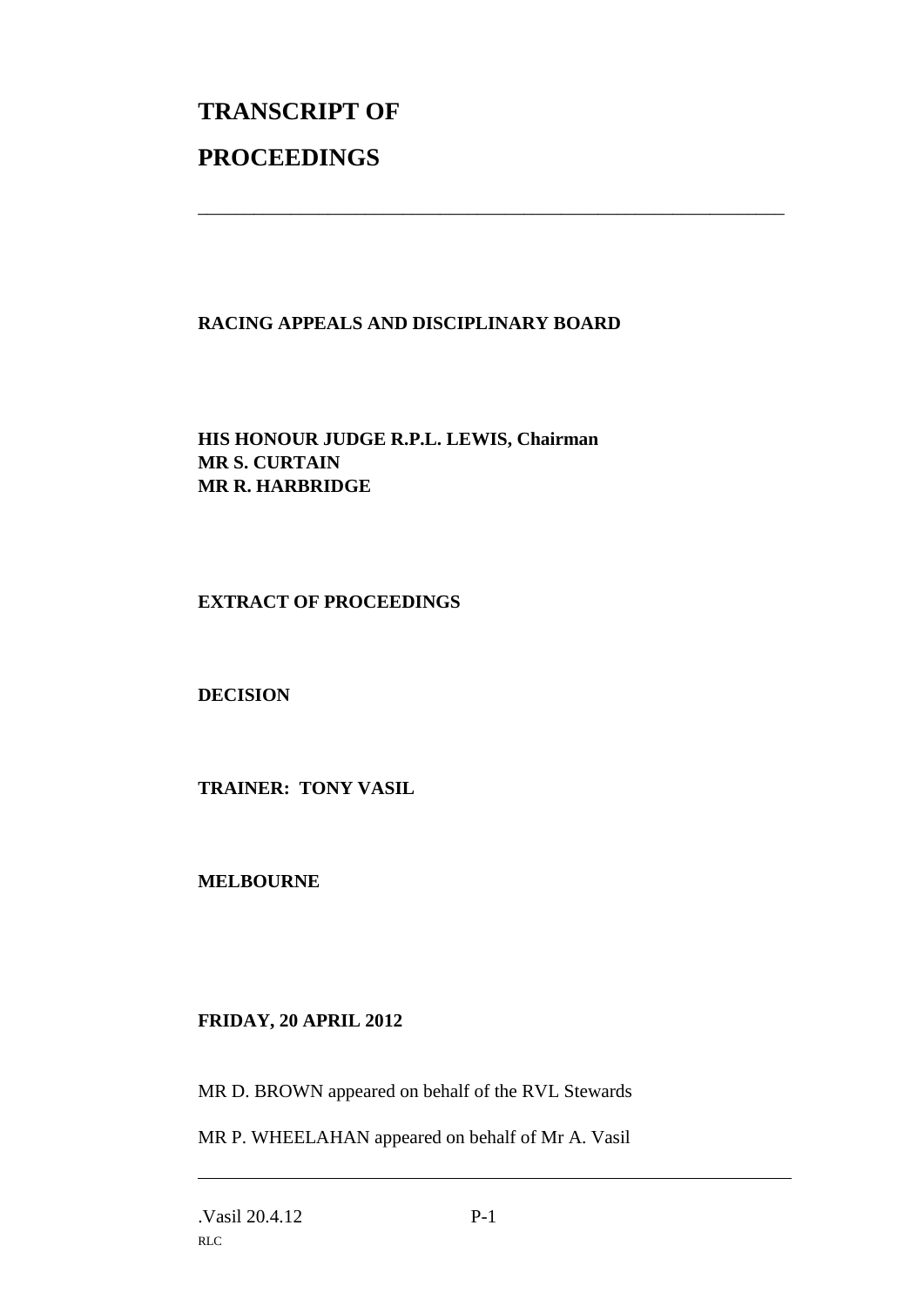# TRANSCRIPT OF

# PROCEEDINGS

---

**RACING APPEALS AND DISCIPLINARY BOARD**

**HIS HONOUR JUDGE R.P.L. LEWIS, Chairman**
**MR S. CURTAIN**
**MR R. HARBRIDGE**

**EXTRACT OF PROCEEDINGS**

**DECISION**

**TRAINER: TONY VASIL**

**MELBOURNE**

**FRIDAY, 20 APRIL 2012**

MR D. BROWN appeared on behalf of the RVL Stewards

MR P. WHEELAHAN appeared on behalf of Mr A. Vasil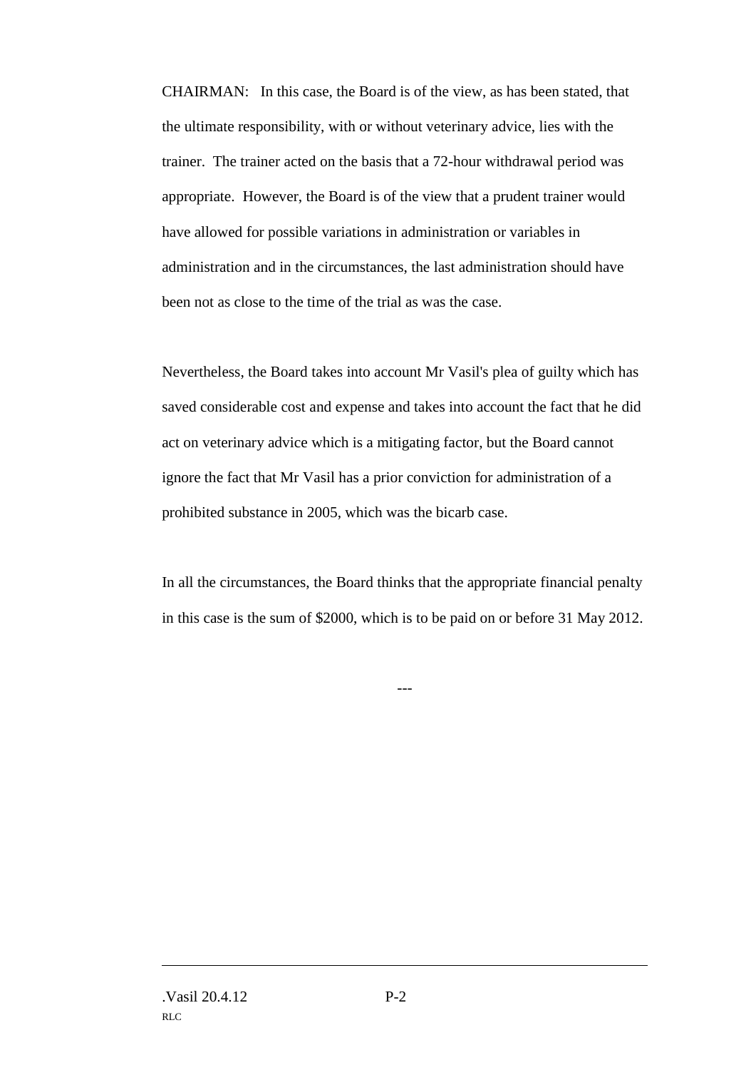CHAIRMAN: In this case, the Board is of the view, as has been stated, that the ultimate responsibility, with or without veterinary advice, lies with the trainer. The trainer acted on the basis that a 72-hour withdrawal period was appropriate. However, the Board is of the view that a prudent trainer would have allowed for possible variations in administration or variables in administration and in the circumstances, the last administration should have been not as close to the time of the trial as was the case.

Nevertheless, the Board takes into account Mr Vasil's plea of guilty which has saved considerable cost and expense and takes into account the fact that he did act on veterinary advice which is a mitigating factor, but the Board cannot ignore the fact that Mr Vasil has a prior conviction for administration of a prohibited substance in 2005, which was the bicarb case.

In all the circumstances, the Board thinks that the appropriate financial penalty in this case is the sum of $2000, which is to be paid on or before 31 May 2012.

---